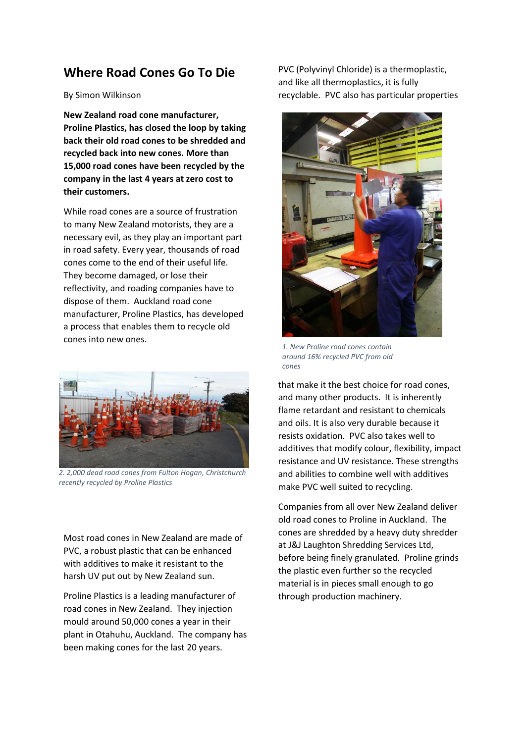## Where Road Cones Go To Die

By Simon Wilkinson

**New Zealand road cone manufacturer, Proline Plastics, has closed the loop by taking back their old road cones to be shredded and recycled back into new cones. More than 15,000 road cones have been recycled by the company in the last 4 years at zero cost to their customers.**

While road cones are a source of frustration to many New Zealand motorists, they are a necessary evil, as they play an important part in road safety. Every year, thousands of road cones come to the end of their useful life. They become damaged, or lose their reflectivity, and roading companies have to dispose of them. Auckland road cone manufacturer, Proline Plastics, has developed a process that enables them to recycle old cones into new ones.

*2. 2,000 dead road cones from Fulton Hogan, Christchurch recently recycled by Proline Plastics*

Most road cones in New Zealand are made of PVC, a robust plastic that can be enhanced with additives to make it resistant to the harsh UV put out by New Zealand sun.

Proline Plastics is a leading manufacturer of road cones in New Zealand. They injection mould around 50,000 cones a year in their plant in Otahuhu, Auckland. The company has been making cones for the last 20 years.

PVC (Polyvinyl Chloride) is a thermoplastic, and like all thermoplastics, it is fully recyclable. PVC also has particular properties that make it the best choice for road cones, and many other products. It is inherently flame retardant and resistant to chemicals and oils. It is also very durable because it resists oxidation. PVC also takes well to additives that modify colour, flexibility, impact resistance and UV resistance. These strengths and abilities to combine well with additives make PVC well suited to recycling.

*1. New Proline road cones contain around 16% recycled PVC from old cones*

Companies from all over New Zealand deliver old road cones to Proline in Auckland. The cones are shredded by a heavy duty shredder at J&J Laughton Shredding Services Ltd, before being finely granulated. Proline grinds the plastic even further so the recycled material is in pieces small enough to go through production machinery.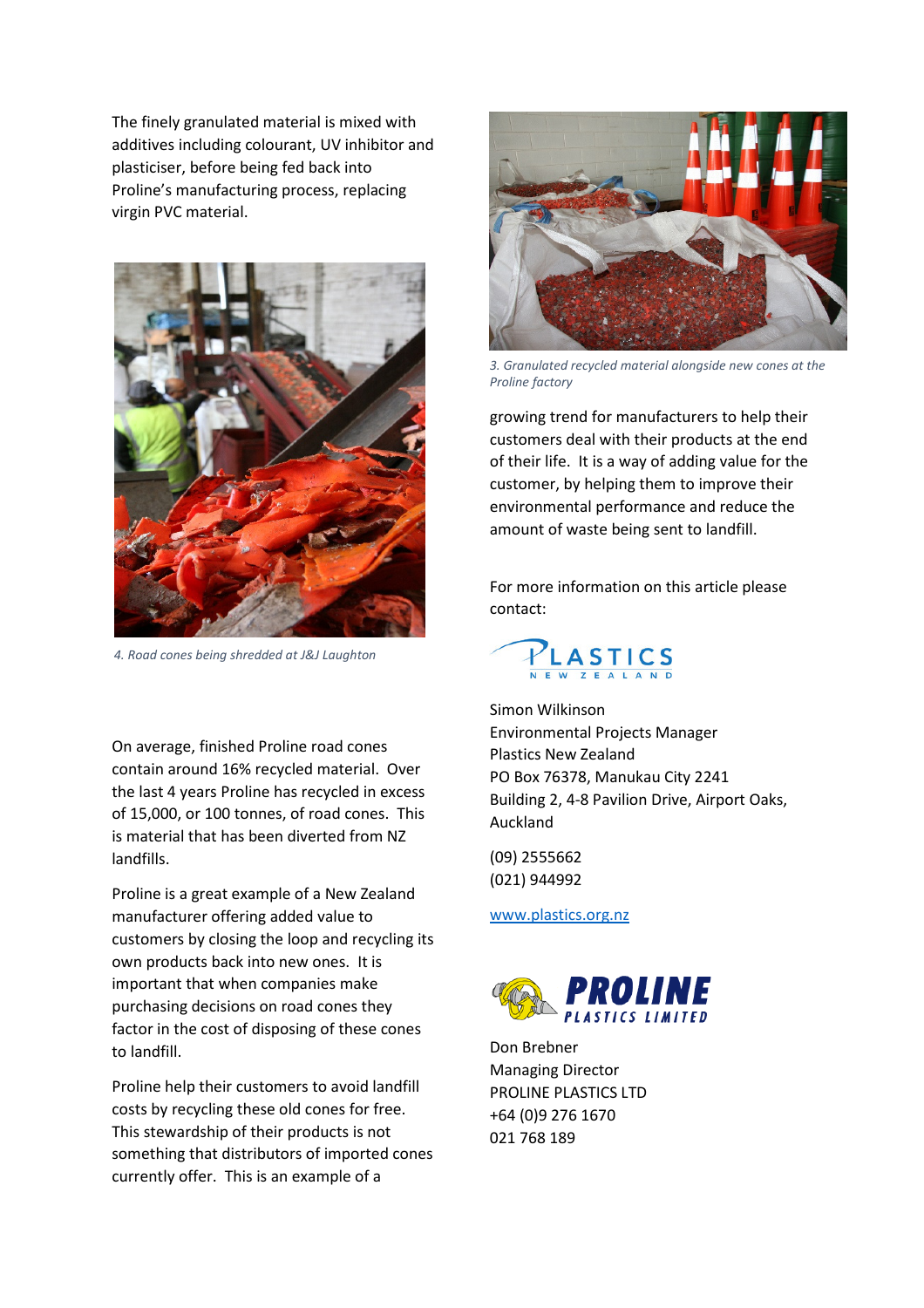The finely granulated material is mixed with additives including colourant, UV inhibitor and plasticiser, before being fed back into Proline's manufacturing process, replacing virgin PVC material.

*4. Road cones being shredded at J&J Laughton*

On average, finished Proline road cones contain around 16% recycled material. Over the last 4 years Proline has recycled in excess of 15,000, or 100 tonnes, of road cones. This is material that has been diverted from NZ landfills.

Proline is a great example of a New Zealand manufacturer offering added value to customers by closing the loop and recycling its own products back into new ones. It is important that when companies make purchasing decisions on road cones they factor in the cost of disposing of these cones to landfill.

Proline help their customers to avoid landfill costs by recycling these old cones for free. This stewardship of their products is not something that distributors of imported cones currently offer. This is an example of a growing trend for manufacturers to help their customers deal with their products at the end of their life. It is a way of adding value for the customer, by helping them to improve their environmental performance and reduce the amount of waste being sent to landfill.

*3. Granulated recycled material alongside new cones at the Proline factory*

For more information on this article please contact:

PLASTICS NEW ZEALAND

Simon Wilkinson
Environmental Projects Manager
Plastics New Zealand
PO Box 76378, Manukau City 2241
Building 2, 4-8 Pavilion Drive, Airport Oaks, Auckland

(09) 2555662
(021) 944992

[www.plastics.org.nz](http://www.plastics.org.nz)

PROLINE PLASTICS LIMITED

Don Brebner
Managing Director
PROLINE PLASTICS LTD
+64 (0)9 276 1670
021 768 189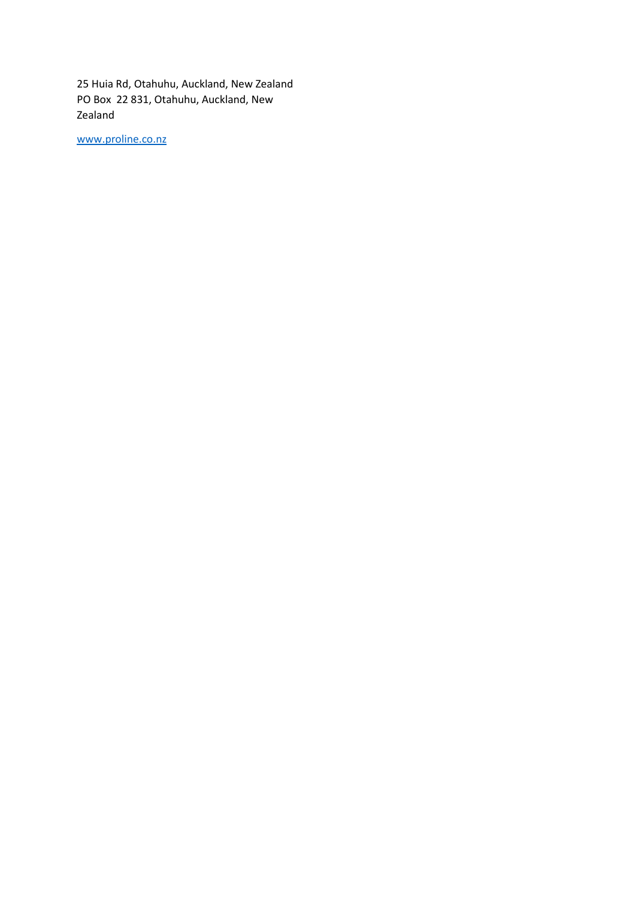25 Huia Rd, Otahuhu, Auckland, New Zealand
PO Box 22 831, Otahuhu, Auckland, New Zealand

[www.proline.co.nz](http://www.proline.co.nz)